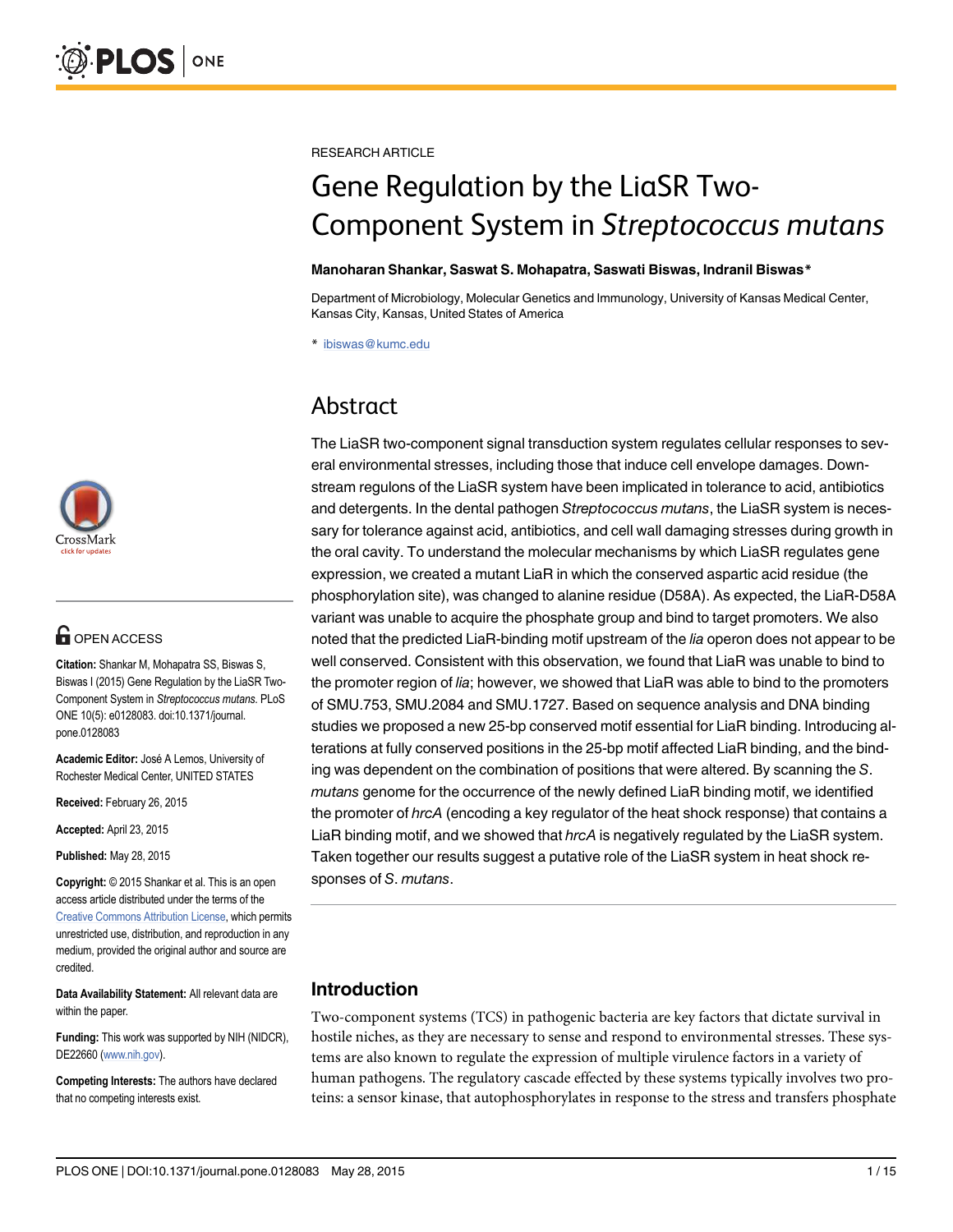RESEARCH ARTICLE

# Gene Regulation by the LiaSR Two-Component System in *Streptococcus mutans*

**Manoharan Shankar, Saswat S. Mohapatra, Saswati Biswas, Indranil Biswas***

Department of Microbiology, Molecular Genetics and Immunology, University of Kansas Medical Center, Kansas City, Kansas, United States of America

* ibiswas@kumc.edu

OPEN ACCESS

**Citation:** Shankar M, Mohapatra SS, Biswas S, Biswas I (2015) Gene Regulation by the LiaSR Two-Component System in *Streptococcus mutans*. PLoS ONE 10(5): e0128083. doi:10.1371/journal.pone.0128083

**Academic Editor:** José A Lemos, University of Rochester Medical Center, UNITED STATES

**Received:** February 26, 2015

**Accepted:** April 23, 2015

**Published:** May 28, 2015

**Copyright:** © 2015 Shankar et al. This is an open access article distributed under the terms of the Creative Commons Attribution License, which permits unrestricted use, distribution, and reproduction in any medium, provided the original author and source are credited.

**Data Availability Statement:** All relevant data are within the paper.

**Funding:** This work was supported by NIH (NIDCR), DE22660 (www.nih.gov).

**Competing Interests:** The authors have declared that no competing interests exist.

## Abstract

The LiaSR two-component signal transduction system regulates cellular responses to several environmental stresses, including those that induce cell envelope damages. Downstream regulons of the LiaSR system have been implicated in tolerance to acid, antibiotics and detergents. In the dental pathogen *Streptococcus mutans*, the LiaSR system is necessary for tolerance against acid, antibiotics, and cell wall damaging stresses during growth in the oral cavity. To understand the molecular mechanisms by which LiaSR regulates gene expression, we created a mutant LiaR in which the conserved aspartic acid residue (the phosphorylation site), was changed to alanine residue (D58A). As expected, the LiaR-D58A variant was unable to acquire the phosphate group and bind to target promoters. We also noted that the predicted LiaR-binding motif upstream of the *lia* operon does not appear to be well conserved. Consistent with this observation, we found that LiaR was unable to bind to the promoter region of *lia*; however, we showed that LiaR was able to bind to the promoters of SMU.753, SMU.2084 and SMU.1727. Based on sequence analysis and DNA binding studies we proposed a new 25-bp conserved motif essential for LiaR binding. Introducing alterations at fully conserved positions in the 25-bp motif affected LiaR binding, and the binding was dependent on the combination of positions that were altered. By scanning the *S. mutans* genome for the occurrence of the newly defined LiaR binding motif, we identified the promoter of *hrcA* (encoding a key regulator of the heat shock response) that contains a LiaR binding motif, and we showed that *hrcA* is negatively regulated by the LiaSR system. Taken together our results suggest a putative role of the LiaSR system in heat shock responses of *S. mutans*.

## Introduction

Two-component systems (TCS) in pathogenic bacteria are key factors that dictate survival in hostile niches, as they are necessary to sense and respond to environmental stresses. These systems are also known to regulate the expression of multiple virulence factors in a variety of human pathogens. The regulatory cascade effected by these systems typically involves two proteins: a sensor kinase, that autophosphorylates in response to the stress and transfers phosphate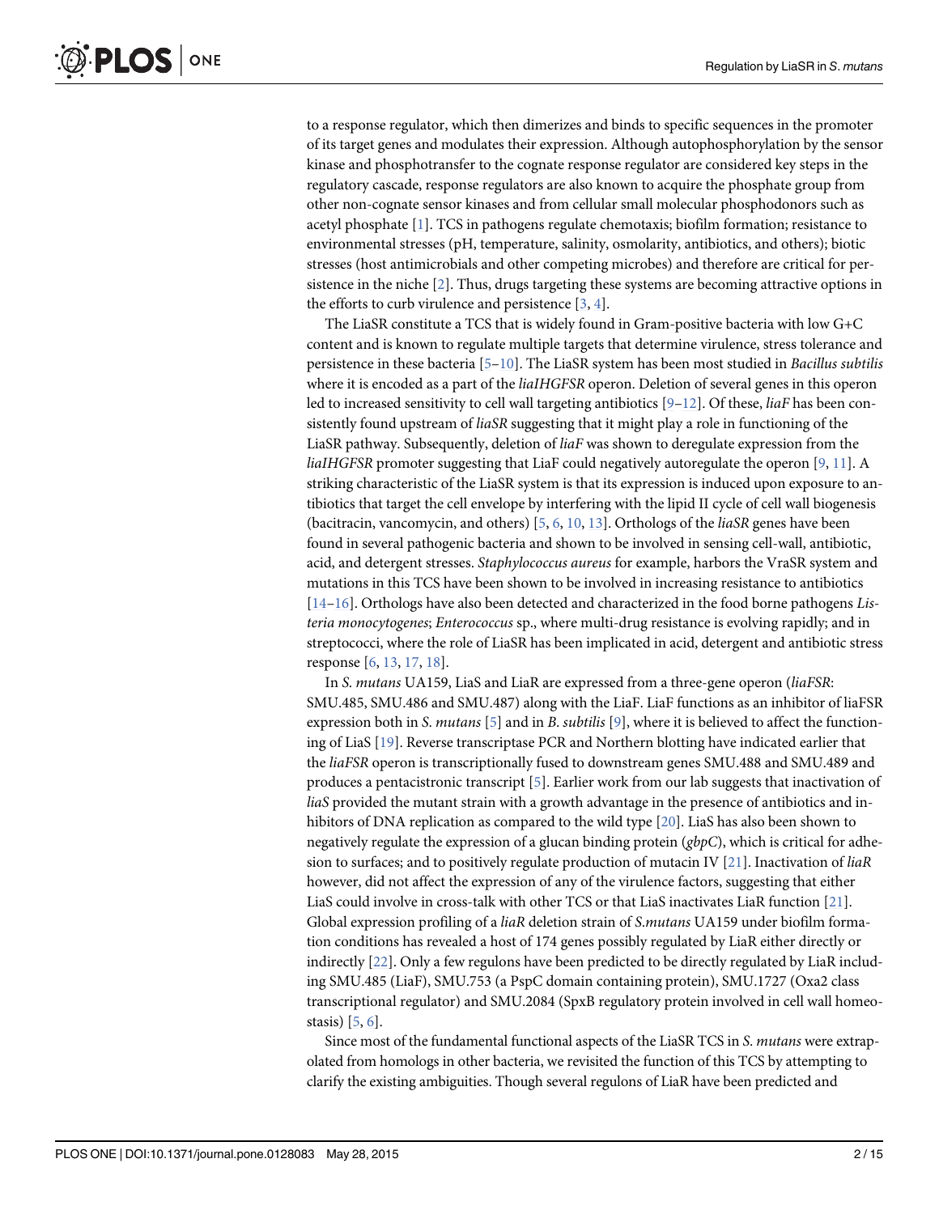to a response regulator, which then dimerizes and binds to specific sequences in the promoter of its target genes and modulates their expression. Although autophosphorylation by the sensor kinase and phosphotransfer to the cognate response regulator are considered key steps in the regulatory cascade, response regulators are also known to acquire the phosphate group from other non-cognate sensor kinases and from cellular small molecular phosphodonors such as acetyl phosphate [1]. TCS in pathogens regulate chemotaxis; biofilm formation; resistance to environmental stresses (pH, temperature, salinity, osmolarity, antibiotics, and others); biotic stresses (host antimicrobials and other competing microbes) and therefore are critical for persistence in the niche [2]. Thus, drugs targeting these systems are becoming attractive options in the efforts to curb virulence and persistence [3, 4].

The LiaSR constitute a TCS that is widely found in Gram-positive bacteria with low G+C content and is known to regulate multiple targets that determine virulence, stress tolerance and persistence in these bacteria [5–10]. The LiaSR system has been most studied in *Bacillus subtilis* where it is encoded as a part of the *liaIHGFSR* operon. Deletion of several genes in this operon led to increased sensitivity to cell wall targeting antibiotics [9–12]. Of these, *liaF* has been consistently found upstream of *liaSR* suggesting that it might play a role in functioning of the LiaSR pathway. Subsequently, deletion of *liaF* was shown to deregulate expression from the *liaIHGFSR* promoter suggesting that LiaF could negatively autoregulate the operon [9, 11]. A striking characteristic of the LiaSR system is that its expression is induced upon exposure to antibiotics that target the cell envelope by interfering with the lipid II cycle of cell wall biogenesis (bacitracin, vancomycin, and others) [5, 6, 10, 13]. Orthologs of the *liaSR* genes have been found in several pathogenic bacteria and shown to be involved in sensing cell-wall, antibiotic, acid, and detergent stresses. *Staphylococcus aureus* for example, harbors the VraSR system and mutations in this TCS have been shown to be involved in increasing resistance to antibiotics [14–16]. Orthologs have also been detected and characterized in the food borne pathogens *Listeria monocytogenes*; *Enterococcus* sp., where multi-drug resistance is evolving rapidly; and in streptococci, where the role of LiaSR has been implicated in acid, detergent and antibiotic stress response [6, 13, 17, 18].

In *S. mutans* UA159, LiaS and LiaR are expressed from a three-gene operon (*liaFSR*: SMU.485, SMU.486 and SMU.487) along with the LiaF. LiaF functions as an inhibitor of liaFSR expression both in *S. mutans* [5] and in *B. subtilis* [9], where it is believed to affect the functioning of LiaS [19]. Reverse transcriptase PCR and Northern blotting have indicated earlier that the *liaFSR* operon is transcriptionally fused to downstream genes SMU.488 and SMU.489 and produces a pentacistronic transcript [5]. Earlier work from our lab suggests that inactivation of *liaS* provided the mutant strain with a growth advantage in the presence of antibiotics and inhibitors of DNA replication as compared to the wild type [20]. LiaS has also been shown to negatively regulate the expression of a glucan binding protein (*gbpC*), which is critical for adhesion to surfaces; and to positively regulate production of mutacin IV [21]. Inactivation of *liaR* however, did not affect the expression of any of the virulence factors, suggesting that either LiaS could involve in cross-talk with other TCS or that LiaS inactivates LiaR function [21]. Global expression profiling of a *liaR* deletion strain of *S.mutans* UA159 under biofilm formation conditions has revealed a host of 174 genes possibly regulated by LiaR either directly or indirectly [22]. Only a few regulons have been predicted to be directly regulated by LiaR including SMU.485 (LiaF), SMU.753 (a PspC domain containing protein), SMU.1727 (Oxa2 class transcriptional regulator) and SMU.2084 (SpxB regulatory protein involved in cell wall homeostasis) [5, 6].

Since most of the fundamental functional aspects of the LiaSR TCS in *S. mutans* were extrapolated from homologs in other bacteria, we revisited the function of this TCS by attempting to clarify the existing ambiguities. Though several regulons of LiaR have been predicted and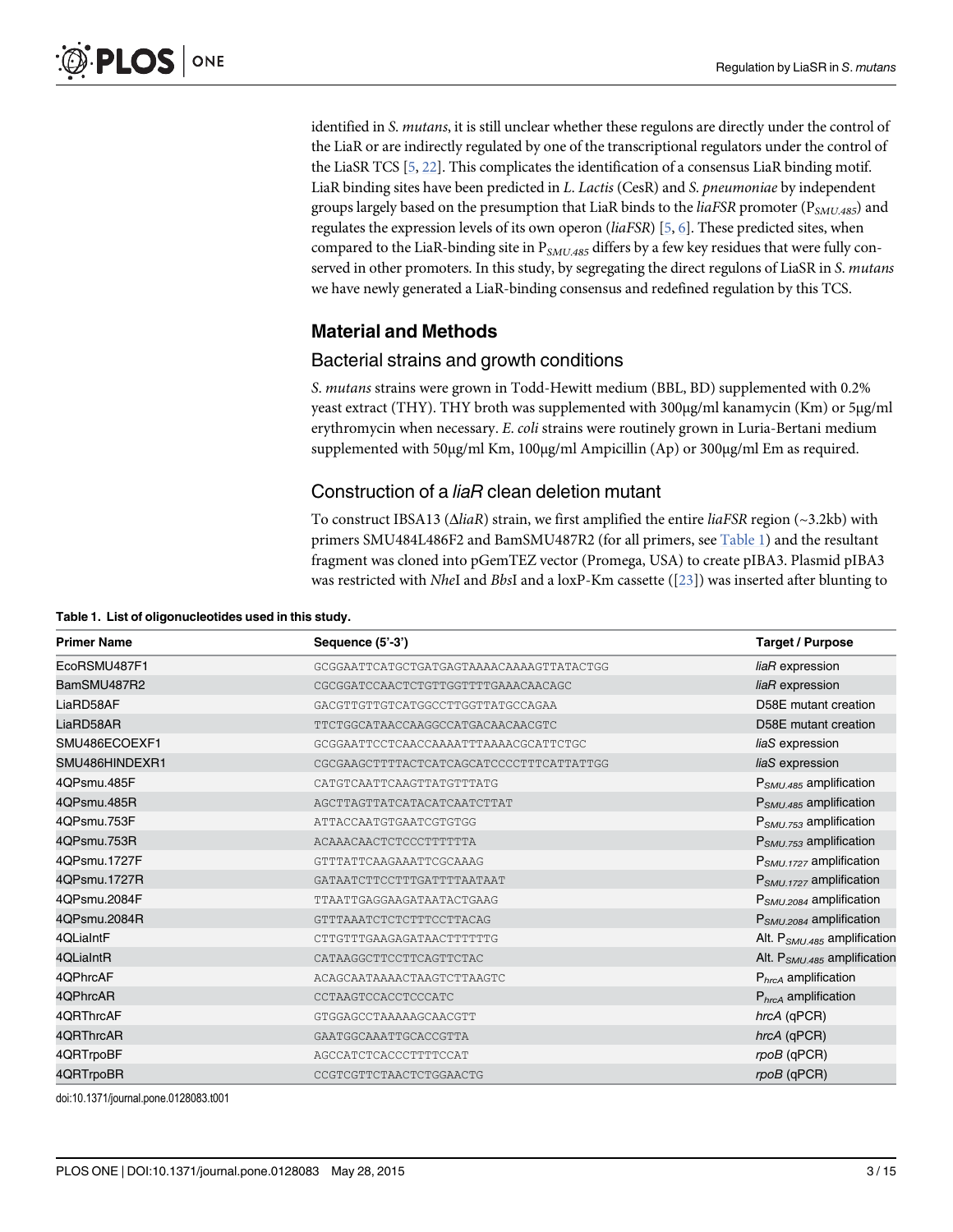identified in *S. mutans*, it is still unclear whether these regulons are directly under the control of the LiaR or are indirectly regulated by one of the transcriptional regulators under the control of the LiaSR TCS [5, 22]. This complicates the identification of a consensus LiaR binding motif. LiaR binding sites have been predicted in *L. Lactis* (CesR) and *S. pneumoniae* by independent groups largely based on the presumption that LiaR binds to the *liaFSR* promoter ($P_{SMU.485}$) and regulates the expression levels of its own operon (*liaFSR*) [5, 6]. These predicted sites, when compared to the LiaR-binding site in $P_{SMU.485}$ differs by a few key residues that were fully conserved in other promoters. In this study, by segregating the direct regulons of LiaSR in *S. mutans* we have newly generated a LiaR-binding consensus and redefined regulation by this TCS.

## Material and Methods

### Bacterial strains and growth conditions

*S. mutans* strains were grown in Todd-Hewitt medium (BBL, BD) supplemented with 0.2% yeast extract (THY). THY broth was supplemented with 300μg/ml kanamycin (Km) or 5μg/ml erythromycin when necessary. *E. coli* strains were routinely grown in Luria-Bertani medium supplemented with 50μg/ml Km, 100μg/ml Ampicillin (Ap) or 300μg/ml Em as required.

### Construction of a *liaR* clean deletion mutant

To construct IBSA13 (Δ*liaR*) strain, we first amplified the entire *liaFSR* region (~3.2kb) with primers SMU484L486F2 and BamSMU487R2 (for all primers, see Table 1) and the resultant fragment was cloned into pGemTEZ vector (Promega, USA) to create pIBA3. Plasmid pIBA3 was restricted with *Nhe*I and *Bbs*I and a loxP-Km cassette ([23]) was inserted after blunting to

**Table 1. List of oligonucleotides used in this study.**

| Primer Name | Sequence (5'-3') | Target / Purpose |
|---|---|---|
| EcoRSMU487F1 | GCGGAATTCATGCTGATGAGTAAAACAAAAGTTATACTGG | *liaR* expression |
| BamSMU487R2 | CGCGGATCCAACTCTGTTGGTTTTGAAACAACAGC | *liaR* expression |
| LiaRD58AF | GACGTTGTTGTCATGGCCTTGGTTATGCCAGAA | D58E mutant creation |
| LiaRD58AR | TTCTGGCATAACCAAGGCCATGACAACAACGTC | D58E mutant creation |
| SMU486ECOEXF1 | GCGGAATTCCTCAACCAAAATTTAAAACGCATTCTGC | *liaS* expression |
| SMU486HINDEXR1 | CGCGAAGCTTTTACTCATCAGCATCCCCTTTCATTATTGG | *liaS* expression |
| 4QPsmu.485F | CATGTCAATTCAAGTTATGTTTATG | $P_{SMU.485}$ amplification |
| 4QPsmu.485R | AGCTTAGTTATCATACATCAATCTTAT | $P_{SMU.485}$ amplification |
| 4QPsmu.753F | ATTACCAATGTGAATCGTGTGG | $P_{SMU.753}$ amplification |
| 4QPsmu.753R | ACAAACAACTCTCCCTTTTTA | $P_{SMU.753}$ amplification |
| 4QPsmu.1727F | GTTTATTCAAGAAATTCGCAAAG | $P_{SMU.1727}$ amplification |
| 4QPsmu.1727R | GATAATCTTCCTTTGATTTTAATAAT | $P_{SMU.1727}$ amplification |
| 4QPsmu.2084F | TTAATTGAGGAAGATAATACTGAAG | $P_{SMU.2084}$ amplification |
| 4QPsmu.2084R | GTTTAAATCTCTCTTTCCTTACAG | $P_{SMU.2084}$ amplification |
| 4QLiaIntF | CTTGTTTGAAGAGATAACTTTTTTG | Alt. $P_{SMU.485}$ amplification |
| 4QLiaIntR | CATAAGGCTTCCTTCAGTTCTAC | Alt. $P_{SMU.485}$ amplification |
| 4QPhrcAF | ACAGCATAAAACTAAGTCTTAAGTC | $P_{hrcA}$ amplification |
| 4QPhrcAR | CCTAAGTCCACCTCCCATC | $P_{hrcA}$ amplification |
| 4QRThrcAF | GTGGAGCCTAAAAAGCAACGTT | *hrcA* (qPCR) |
| 4QRThrcAR | GAATGGCAAATTGCACCGTTA | *hrcA* (qPCR) |
| 4QRTrpoBF | AGCCATCTCACCCTTTTCCAT | *rpoB* (qPCR) |
| 4QRTrpoBR | CCGTCGTTCTAACTCTGGAACTG | *rpoB* (qPCR) |

doi:10.1371/journal.pone.0128083.t001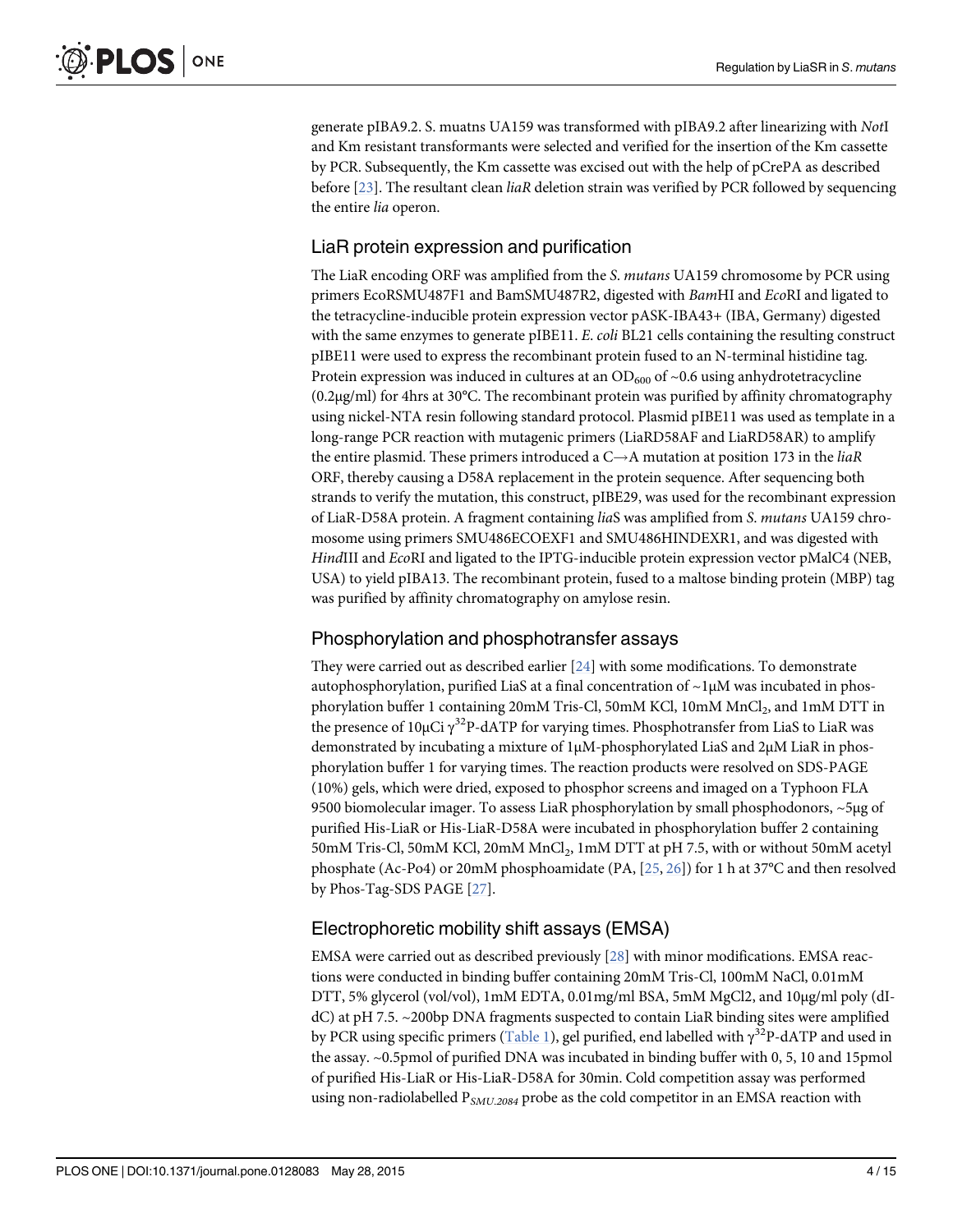generate pIBA9.2. S. muatns UA159 was transformed with pIBA9.2 after linearizing with *Not*I and Km resistant transformants were selected and verified for the insertion of the Km cassette by PCR. Subsequently, the Km cassette was excised out with the help of pCrePA as described before [23]. The resultant clean *liaR* deletion strain was verified by PCR followed by sequencing the entire *lia* operon.

## LiaR protein expression and purification

The LiaR encoding ORF was amplified from the *S. mutans* UA159 chromosome by PCR using primers EcoRSMU487F1 and BamSMU487R2, digested with *Bam*HI and *Eco*RI and ligated to the tetracycline-inducible protein expression vector pASK-IBA43+ (IBA, Germany) digested with the same enzymes to generate pIBE11. *E. coli* BL21 cells containing the resulting construct pIBE11 were used to express the recombinant protein fused to an N-terminal histidine tag. Protein expression was induced in cultures at an $OD_{600}$ of ~0.6 using anhydrotetracycline (0.2μg/ml) for 4hrs at 30°C. The recombinant protein was purified by affinity chromatography using nickel-NTA resin following standard protocol. Plasmid pIBE11 was used as template in a long-range PCR reaction with mutagenic primers (LiaRD58AF and LiaRD58AR) to amplify the entire plasmid. These primers introduced a C→A mutation at position 173 in the *liaR* ORF, thereby causing a D58A replacement in the protein sequence. After sequencing both strands to verify the mutation, this construct, pIBE29, was used for the recombinant expression of LiaR-D58A protein. A fragment containing *lia*S was amplified from *S. mutans* UA159 chromosome using primers SMU486ECOEXF1 and SMU486HINDEXR1, and was digested with *Hind*III and *Eco*RI and ligated to the IPTG-inducible protein expression vector pMalC4 (NEB, USA) to yield pIBA13. The recombinant protein, fused to a maltose binding protein (MBP) tag was purified by affinity chromatography on amylose resin.

## Phosphorylation and phosphotransfer assays

They were carried out as described earlier [24] with some modifications. To demonstrate autophosphorylation, purified LiaS at a final concentration of ~1μM was incubated in phosphorylation buffer 1 containing 20mM Tris-Cl, 50mM KCl, 10mM $MnCl_2$, and 1mM DTT in the presence of 10μCi $\gamma^{32}$P-dATP for varying times. Phosphotransfer from LiaS to LiaR was demonstrated by incubating a mixture of 1μM-phosphorylated LiaS and 2μM LiaR in phosphorylation buffer 1 for varying times. The reaction products were resolved on SDS-PAGE (10%) gels, which were dried, exposed to phosphor screens and imaged on a Typhoon FLA 9500 biomolecular imager. To assess LiaR phosphorylation by small phosphodonors, ~5μg of purified His-LiaR or His-LiaR-D58A were incubated in phosphorylation buffer 2 containing 50mM Tris-Cl, 50mM KCl, 20mM $MnCl_2$, 1mM DTT at pH 7.5, with or without 50mM acetyl phosphate (Ac-Po4) or 20mM phosphoamidate (PA, [25, 26]) for 1 h at 37°C and then resolved by Phos-Tag-SDS PAGE [27].

## Electrophoretic mobility shift assays (EMSA)

EMSA were carried out as described previously [28] with minor modifications. EMSA reactions were conducted in binding buffer containing 20mM Tris-Cl, 100mM NaCl, 0.01mM DTT, 5% glycerol (vol/vol), 1mM EDTA, 0.01mg/ml BSA, 5mM MgCl2, and 10μg/ml poly (dI-dC) at pH 7.5. ~200bp DNA fragments suspected to contain LiaR binding sites were amplified by PCR using specific primers (Table 1), gel purified, end labelled with $\gamma^{32}$P-dATP and used in the assay. ~0.5pmol of purified DNA was incubated in binding buffer with 0, 5, 10 and 15pmol of purified His-LiaR or His-LiaR-D58A for 30min. Cold competition assay was performed using non-radiolabelled $P_{SMU.2084}$ probe as the cold competitor in an EMSA reaction with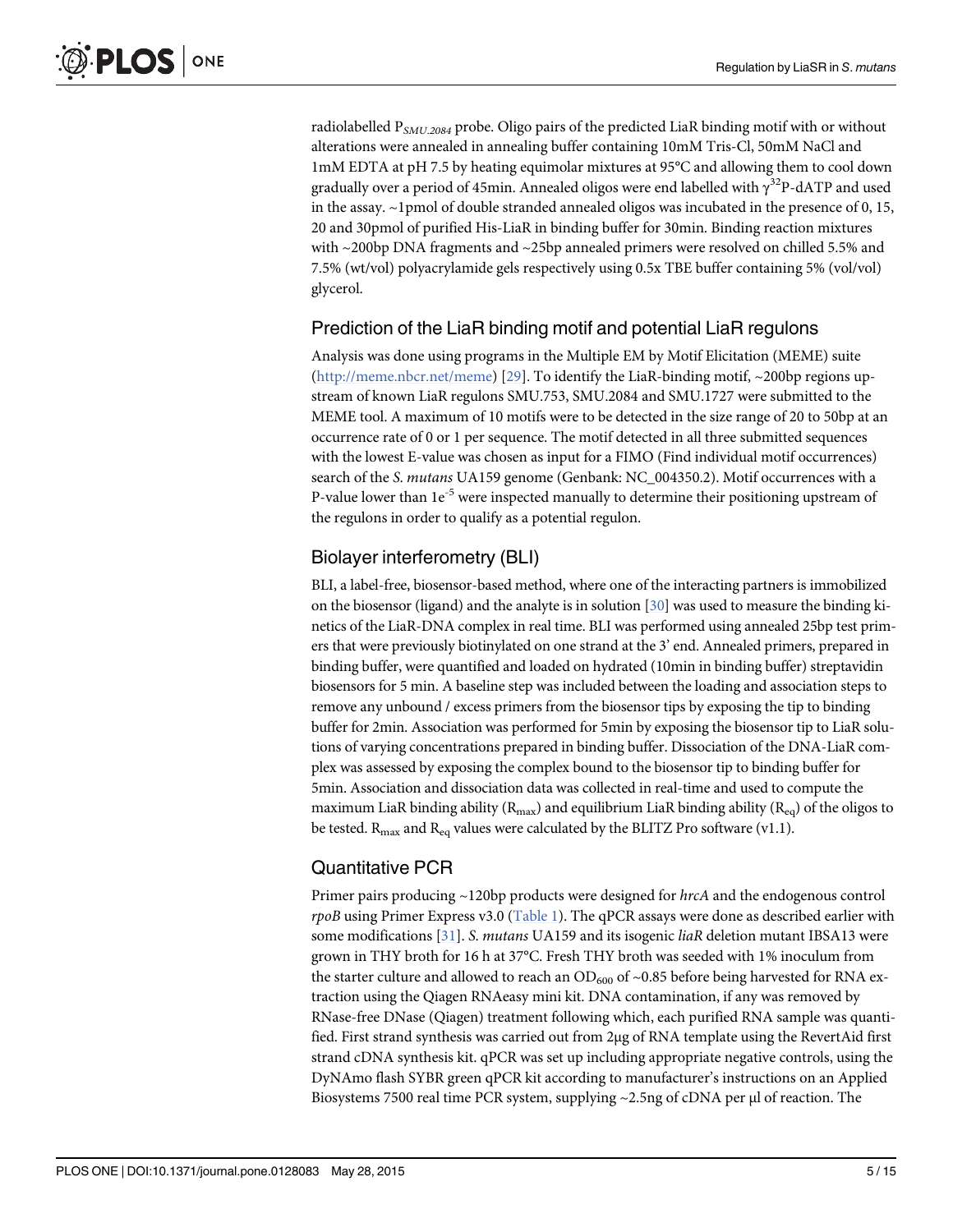radiolabelled $P_{SMU.2084}$ probe. Oligo pairs of the predicted LiaR binding motif with or without alterations were annealed in annealing buffer containing 10mM Tris-Cl, 50mM NaCl and 1mM EDTA at pH 7.5 by heating equimolar mixtures at 95°C and allowing them to cool down gradually over a period of 45min. Annealed oligos were end labelled with $\gamma^{32}$P-dATP and used in the assay. ~1pmol of double stranded annealed oligos was incubated in the presence of 0, 15, 20 and 30pmol of purified His-LiaR in binding buffer for 30min. Binding reaction mixtures with ~200bp DNA fragments and ~25bp annealed primers were resolved on chilled 5.5% and 7.5% (wt/vol) polyacrylamide gels respectively using 0.5x TBE buffer containing 5% (vol/vol) glycerol.

## Prediction of the LiaR binding motif and potential LiaR regulons

Analysis was done using programs in the Multiple EM by Motif Elicitation (MEME) suite (http://meme.nbcr.net/meme) [29]. To identify the LiaR-binding motif, ~200bp regions upstream of known LiaR regulons SMU.753, SMU.2084 and SMU.1727 were submitted to the MEME tool. A maximum of 10 motifs were to be detected in the size range of 20 to 50bp at an occurrence rate of 0 or 1 per sequence. The motif detected in all three submitted sequences with the lowest E-value was chosen as input for a FIMO (Find individual motif occurrences) search of the *S. mutans* UA159 genome (Genbank: NC_004350.2). Motif occurrences with a P-value lower than $1e^{-5}$ were inspected manually to determine their positioning upstream of the regulons in order to qualify as a potential regulon.

## Biolayer interferometry (BLI)

BLI, a label-free, biosensor-based method, where one of the interacting partners is immobilized on the biosensor (ligand) and the analyte is in solution [30] was used to measure the binding kinetics of the LiaR-DNA complex in real time. BLI was performed using annealed 25bp test primers that were previously biotinylated on one strand at the 3' end. Annealed primers, prepared in binding buffer, were quantified and loaded on hydrated (10min in binding buffer) streptavidin biosensors for 5 min. A baseline step was included between the loading and association steps to remove any unbound / excess primers from the biosensor tips by exposing the tip to binding buffer for 2min. Association was performed for 5min by exposing the biosensor tip to LiaR solutions of varying concentrations prepared in binding buffer. Dissociation of the DNA-LiaR complex was assessed by exposing the complex bound to the biosensor tip to binding buffer for 5min. Association and dissociation data was collected in real-time and used to compute the maximum LiaR binding ability ($R_{max}$) and equilibrium LiaR binding ability ($R_{eq}$) of the oligos to be tested. $R_{max}$ and $R_{eq}$ values were calculated by the BLITZ Pro software (v1.1).

## Quantitative PCR

Primer pairs producing ~120bp products were designed for *hrcA* and the endogenous control *rpoB* using Primer Express v3.0 (Table 1). The qPCR assays were done as described earlier with some modifications [31]. *S. mutans* UA159 and its isogenic *liaR* deletion mutant IBSA13 were grown in THY broth for 16 h at 37°C. Fresh THY broth was seeded with 1% inoculum from the starter culture and allowed to reach an $OD_{600}$ of ~0.85 before being harvested for RNA extraction using the Qiagen RNAeasy mini kit. DNA contamination, if any was removed by RNase-free DNase (Qiagen) treatment following which, each purified RNA sample was quantified. First strand synthesis was carried out from 2μg of RNA template using the RevertAid first strand cDNA synthesis kit. qPCR was set up including appropriate negative controls, using the DyNAmo flash SYBR green qPCR kit according to manufacturer's instructions on an Applied Biosystems 7500 real time PCR system, supplying ~2.5ng of cDNA per μl of reaction. The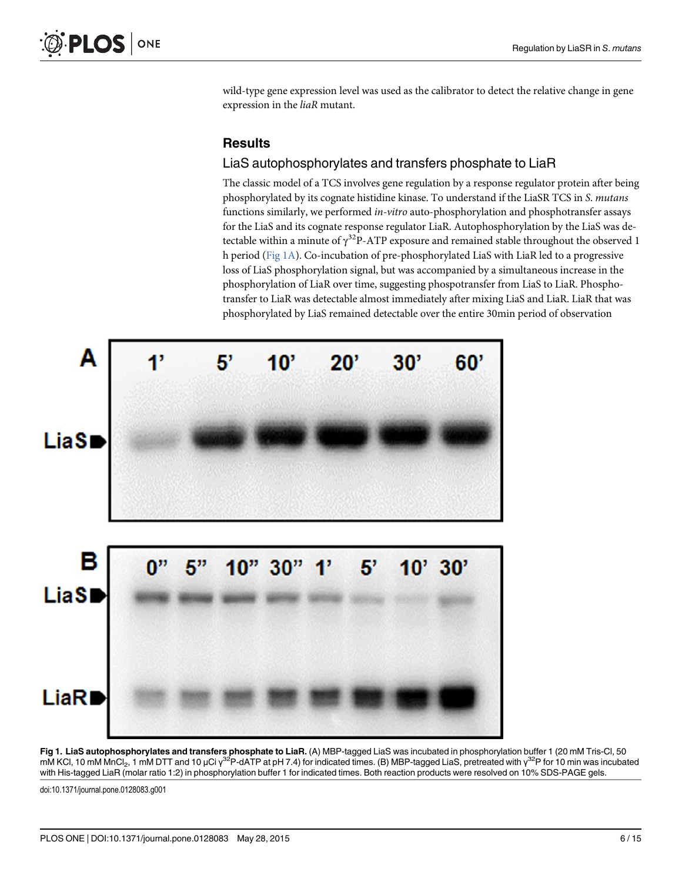wild-type gene expression level was used as the calibrator to detect the relative change in gene expression in the *liaR* mutant.

## Results

### LiaS autophosphorylates and transfers phosphate to LiaR

The classic model of a TCS involves gene regulation by a response regulator protein after being phosphorylated by its cognate histidine kinase. To understand if the LiaSR TCS in *S. mutans* functions similarly, we performed *in-vitro* auto-phosphorylation and phosphotransfer assays for the LiaS and its cognate response regulator LiaR. Autophosphorylation by the LiaS was detectable within a minute of $\gamma^{32}$P-ATP exposure and remained stable throughout the observed 1 h period (Fig 1A). Co-incubation of pre-phosphorylated LiaS with LiaR led to a progressive loss of LiaS phosphorylation signal, but was accompanied by a simultaneous increase in the phosphorylation of LiaR over time, suggesting phospotransfer from LiaS to LiaR. Phosphotransfer to LiaR was detectable almost immediately after mixing LiaS and LiaR. LiaR that was phosphorylated by LiaS remained detectable over the entire 30min period of observation

**Fig 1. LiaS autophosphorylates and transfers phosphate to LiaR.** (A) MBP-tagged LiaS was incubated in phosphorylation buffer 1 (20 mM Tris-Cl, 50 mM KCl, 10 mM $MnCl_2$, 1 mM DTT and 10 µCi $\gamma^{32}$P-dATP at pH 7.4) for indicated times. (B) MBP-tagged LiaS, pretreated with $\gamma^{32}$P for 10 min was incubated with His-tagged LiaR (molar ratio 1:2) in phosphorylation buffer 1 for indicated times. Both reaction products were resolved on 10% SDS-PAGE gels.

doi:10.1371/journal.pone.0128083.g001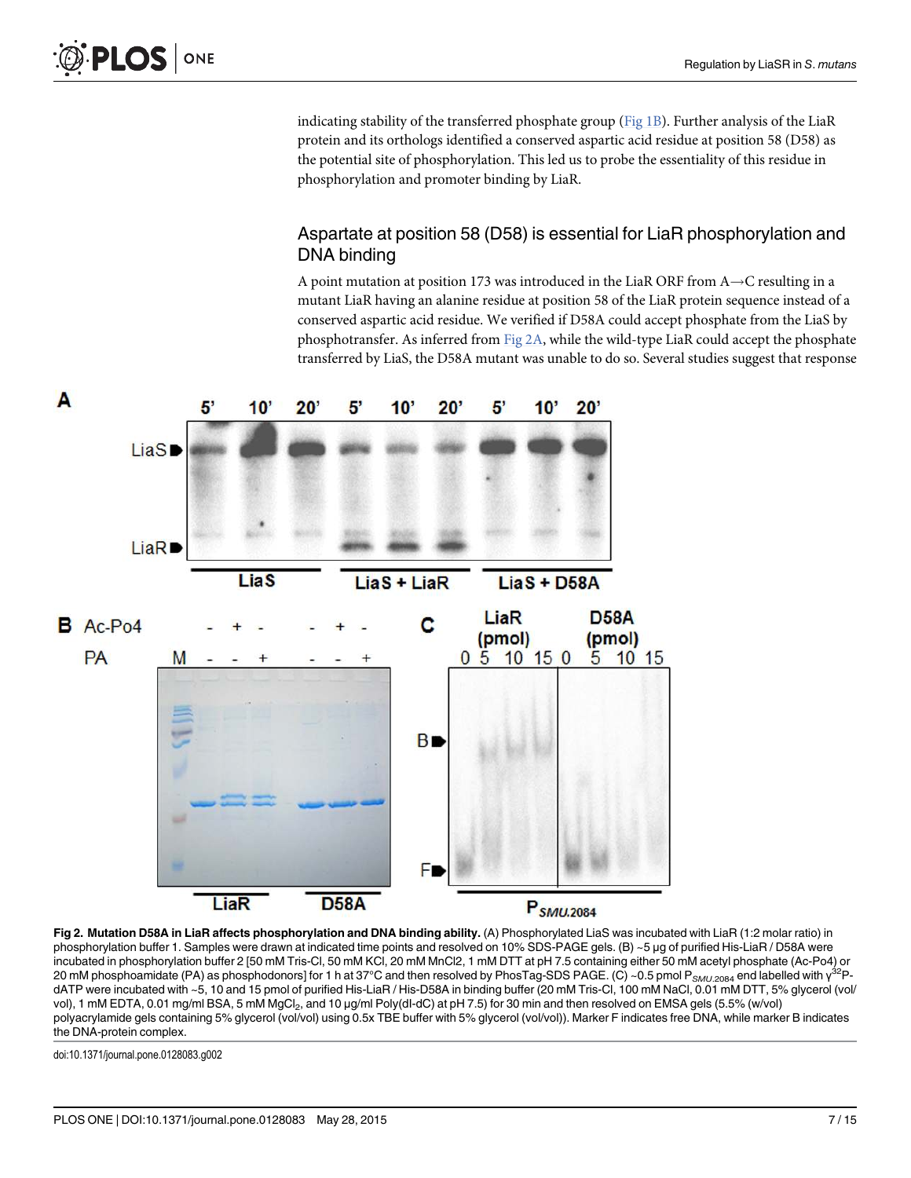indicating stability of the transferred phosphate group (Fig 1B). Further analysis of the LiaR protein and its orthologs identified a conserved aspartic acid residue at position 58 (D58) as the potential site of phosphorylation. This led us to probe the essentiality of this residue in phosphorylation and promoter binding by LiaR.

## Aspartate at position 58 (D58) is essential for LiaR phosphorylation and DNA binding

A point mutation at position 173 was introduced in the LiaR ORF from A→C resulting in a mutant LiaR having an alanine residue at position 58 of the LiaR protein sequence instead of a conserved aspartic acid residue. We verified if D58A could accept phosphate from the LiaS by phosphotransfer. As inferred from Fig 2A, while the wild-type LiaR could accept the phosphate transferred by LiaS, the D58A mutant was unable to do so. Several studies suggest that response

**Fig 2. Mutation D58A in LiaR affects phosphorylation and DNA binding ability.** (A) Phosphorylated LiaS was incubated with LiaR (1:2 molar ratio) in phosphorylation buffer 1. Samples were drawn at indicated time points and resolved on 10% SDS-PAGE gels. (B) ~5 μg of purified His-LiaR / D58A were incubated in phosphorylation buffer 2 [50 mM Tris-Cl, 50 mM KCl, 20 mM MnCl2, 1 mM DTT at pH 7.5 containing either 50 mM acetyl phosphate (Ac-Po4) or 20 mM phosphoamidate (PA) as phosphodonors] for 1 h at 37°C and then resolved by PhosTag-SDS PAGE. (C) ~0.5 pmol $P_{SMU.2084}$ end labelled with $\gamma^{32}$P-dATP were incubated with ~5, 10 and 15 pmol of purified His-LiaR / His-D58A in binding buffer (20 mM Tris-Cl, 100 mM NaCl, 0.01 mM DTT, 5% glycerol (vol/vol), 1 mM EDTA, 0.01 mg/ml BSA, 5 mM $MgCl_2$, and 10 μg/ml Poly(dI-dC) at pH 7.5) for 30 min and then resolved on EMSA gels (5.5% (w/vol) polyacrylamide gels containing 5% glycerol (vol/vol) using 0.5x TBE buffer with 5% glycerol (vol/vol)). Marker F indicates free DNA, while marker B indicates the DNA-protein complex.

doi:10.1371/journal.pone.0128083.g002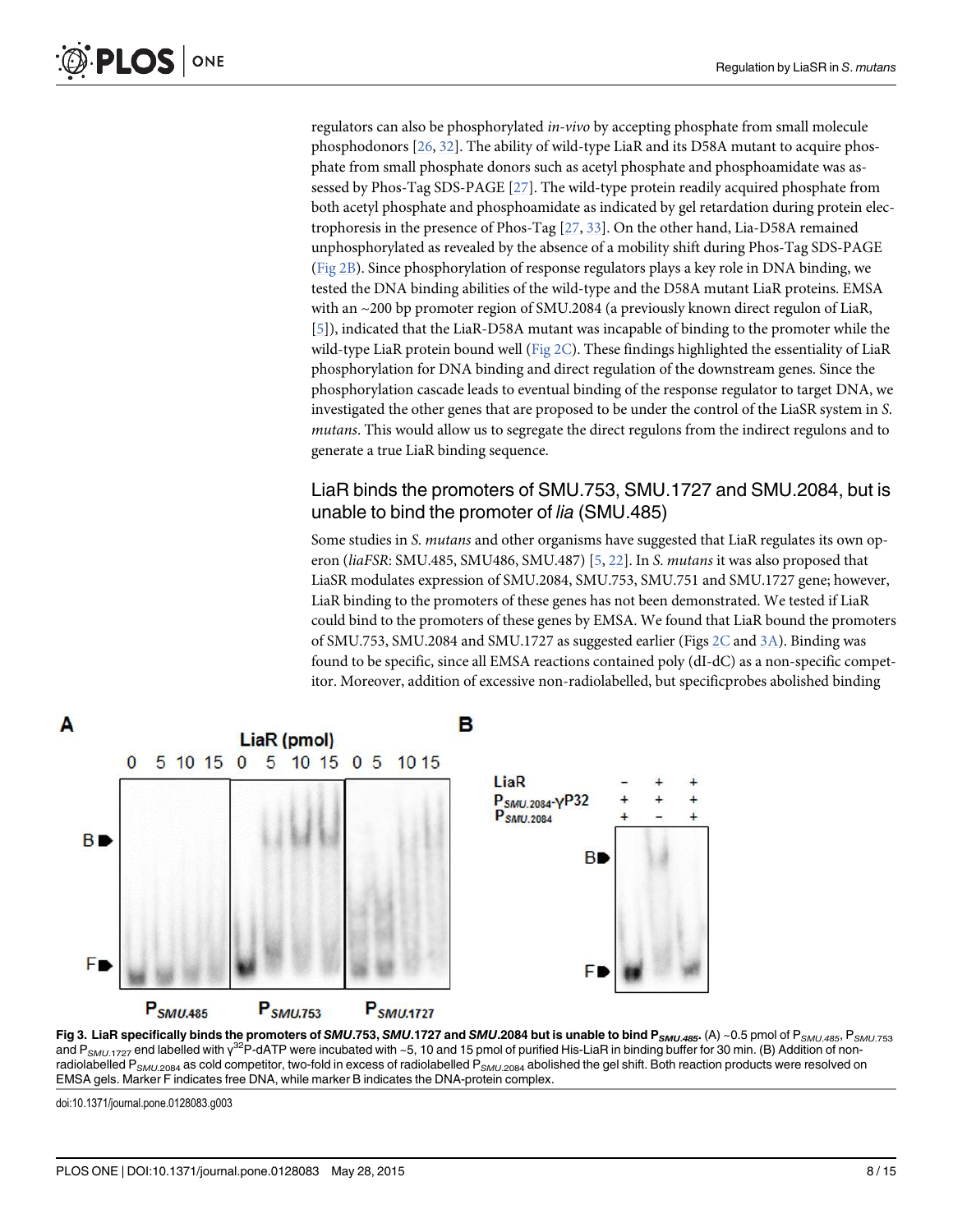regulators can also be phosphorylated *in-vivo* by accepting phosphate from small molecule phosphodonors [26, 32]. The ability of wild-type LiaR and its D58A mutant to acquire phosphate from small phosphate donors such as acetyl phosphate and phosphoamidate was assessed by Phos-Tag SDS-PAGE [27]. The wild-type protein readily acquired phosphate from both acetyl phosphate and phosphoamidate as indicated by gel retardation during protein electrophoresis in the presence of Phos-Tag [27, 33]. On the other hand, Lia-D58A remained unphosphorylated as revealed by the absence of a mobility shift during Phos-Tag SDS-PAGE (Fig 2B). Since phosphorylation of response regulators plays a key role in DNA binding, we tested the DNA binding abilities of the wild-type and the D58A mutant LiaR proteins. EMSA with an ~200 bp promoter region of SMU.2084 (a previously known direct regulon of LiaR, [5]), indicated that the LiaR-D58A mutant was incapable of binding to the promoter while the wild-type LiaR protein bound well (Fig 2C). These findings highlighted the essentiality of LiaR phosphorylation for DNA binding and direct regulation of the downstream genes. Since the phosphorylation cascade leads to eventual binding of the response regulator to target DNA, we investigated the other genes that are proposed to be under the control of the LiaSR system in *S. mutans*. This would allow us to segregate the direct regulons from the indirect regulons and to generate a true LiaR binding sequence.

## LiaR binds the promoters of SMU.753, SMU.1727 and SMU.2084, but is unable to bind the promoter of *lia* (SMU.485)

Some studies in *S. mutans* and other organisms have suggested that LiaR regulates its own operon (*liaFSR*: SMU.485, SMU486, SMU.487) [5, 22]. In *S. mutans* it was also proposed that LiaSR modulates expression of SMU.2084, SMU.753, SMU.751 and SMU.1727 gene; however, LiaR binding to the promoters of these genes has not been demonstrated. We tested if LiaR could bind to the promoters of these genes by EMSA. We found that LiaR bound the promoters of SMU.753, SMU.2084 and SMU.1727 as suggested earlier (Figs 2C and 3A). Binding was found to be specific, since all EMSA reactions contained poly (dI-dC) as a non-specific competitor. Moreover, addition of excessive non-radiolabelled, but specificprobes abolished binding

**Fig 3. LiaR specifically binds the promoters of *SMU*.753, *SMU*.1727 and *SMU*.2084 but is unable to bind $P_{SMU.485}$.** (A) ~0.5 pmol of $P_{SMU.485}$, $P_{SMU.753}$ and $P_{SMU.1727}$ end labelled with $\gamma^{32}$P-dATP were incubated with ~5, 10 and 15 pmol of purified His-LiaR in binding buffer for 30 min. (B) Addition of non-radiolabelled $P_{SMU.2084}$ as cold competitor, two-fold in excess of radiolabelled $P_{SMU.2084}$ abolished the gel shift. Both reaction products were resolved on EMSA gels. Marker F indicates free DNA, while marker B indicates the DNA-protein complex.

doi:10.1371/journal.pone.0128083.g003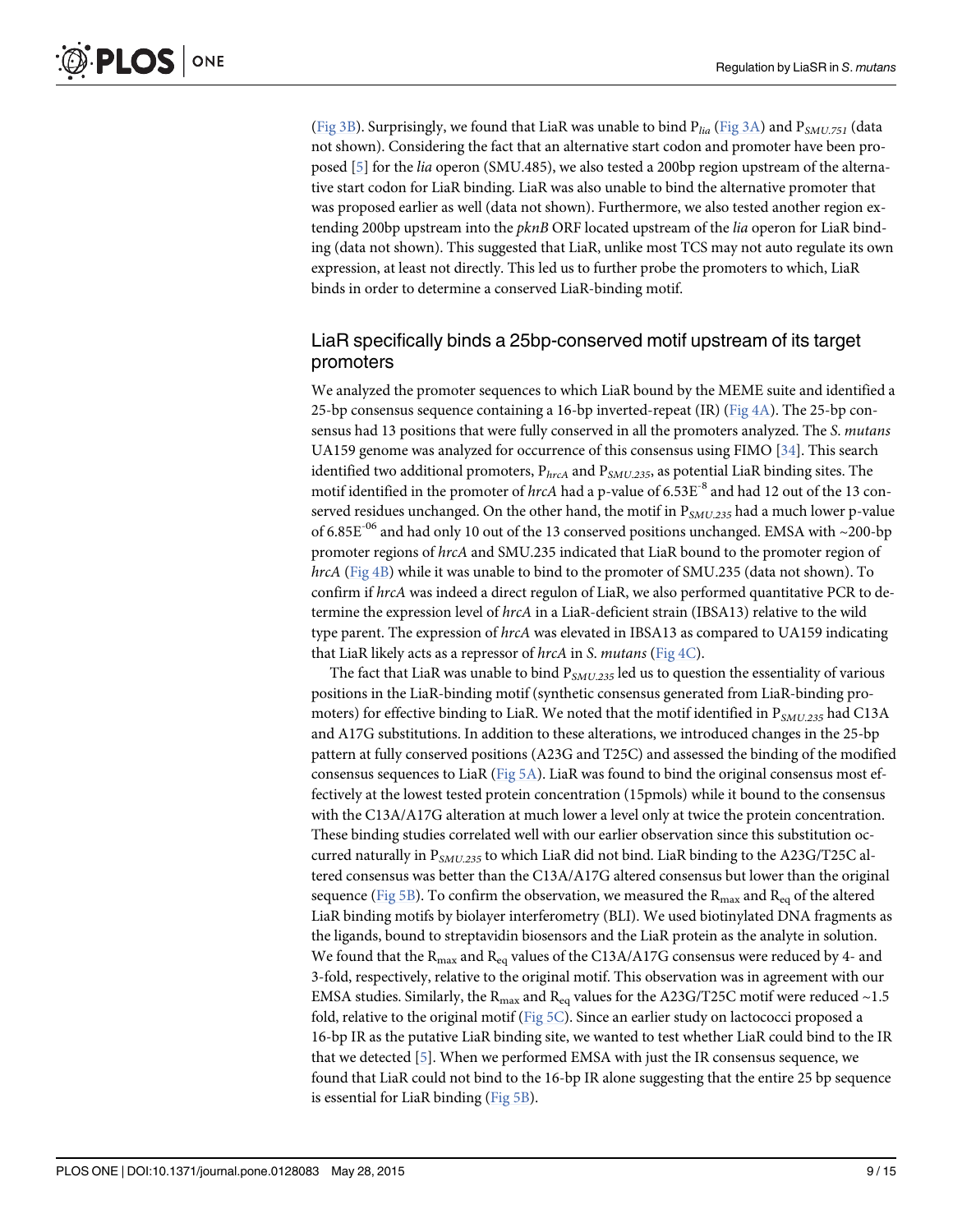(Fig 3B). Surprisingly, we found that LiaR was unable to bind $P_{lia}$ (Fig 3A) and $P_{SMU.751}$ (data not shown). Considering the fact that an alternative start codon and promoter have been proposed [5] for the *lia* operon (SMU.485), we also tested a 200bp region upstream of the alternative start codon for LiaR binding. LiaR was also unable to bind the alternative promoter that was proposed earlier as well (data not shown). Furthermore, we also tested another region extending 200bp upstream into the *pknB* ORF located upstream of the *lia* operon for LiaR binding (data not shown). This suggested that LiaR, unlike most TCS may not auto regulate its own expression, at least not directly. This led us to further probe the promoters to which, LiaR binds in order to determine a conserved LiaR-binding motif.

## LiaR specifically binds a 25bp-conserved motif upstream of its target promoters

We analyzed the promoter sequences to which LiaR bound by the MEME suite and identified a 25-bp consensus sequence containing a 16-bp inverted-repeat (IR) (Fig 4A). The 25-bp consensus had 13 positions that were fully conserved in all the promoters analyzed. The *S. mutans* UA159 genome was analyzed for occurrence of this consensus using FIMO [34]. This search identified two additional promoters, $P_{hrcA}$ and $P_{SMU.235}$, as potential LiaR binding sites. The motif identified in the promoter of *hrcA* had a p-value of $6.53E^{-8}$ and had 12 out of the 13 conserved residues unchanged. On the other hand, the motif in $P_{SMU.235}$ had a much lower p-value of $6.85E^{-06}$ and had only 10 out of the 13 conserved positions unchanged. EMSA with ~200-bp promoter regions of *hrcA* and SMU.235 indicated that LiaR bound to the promoter region of *hrcA* (Fig 4B) while it was unable to bind to the promoter of SMU.235 (data not shown). To confirm if *hrcA* was indeed a direct regulon of LiaR, we also performed quantitative PCR to determine the expression level of *hrcA* in a LiaR-deficient strain (IBSA13) relative to the wild type parent. The expression of *hrcA* was elevated in IBSA13 as compared to UA159 indicating that LiaR likely acts as a repressor of *hrcA* in *S. mutans* (Fig 4C).

The fact that LiaR was unable to bind $P_{SMU.235}$ led us to question the essentiality of various positions in the LiaR-binding motif (synthetic consensus generated from LiaR-binding promoters) for effective binding to LiaR. We noted that the motif identified in $P_{SMU.235}$ had C13A and A17G substitutions. In addition to these alterations, we introduced changes in the 25-bp pattern at fully conserved positions (A23G and T25C) and assessed the binding of the modified consensus sequences to LiaR (Fig 5A). LiaR was found to bind the original consensus most effectively at the lowest tested protein concentration (15pmols) while it bound to the consensus with the C13A/A17G alteration at much lower a level only at twice the protein concentration. These binding studies correlated well with our earlier observation since this substitution occurred naturally in $P_{SMU.235}$ to which LiaR did not bind. LiaR binding to the A23G/T25C altered consensus was better than the C13A/A17G altered consensus but lower than the original sequence (Fig 5B). To confirm the observation, we measured the $R_{max}$ and $R_{eq}$ of the altered LiaR binding motifs by biolayer interferometry (BLI). We used biotinylated DNA fragments as the ligands, bound to streptavidin biosensors and the LiaR protein as the analyte in solution. We found that the $R_{max}$ and $R_{eq}$ values of the C13A/A17G consensus were reduced by 4- and 3-fold, respectively, relative to the original motif. This observation was in agreement with our EMSA studies. Similarly, the $R_{max}$ and $R_{eq}$ values for the A23G/T25C motif were reduced ~1.5 fold, relative to the original motif (Fig 5C). Since an earlier study on lactococci proposed a 16-bp IR as the putative LiaR binding site, we wanted to test whether LiaR could bind to the IR that we detected [5]. When we performed EMSA with just the IR consensus sequence, we found that LiaR could not bind to the 16-bp IR alone suggesting that the entire 25 bp sequence is essential for LiaR binding (Fig 5B).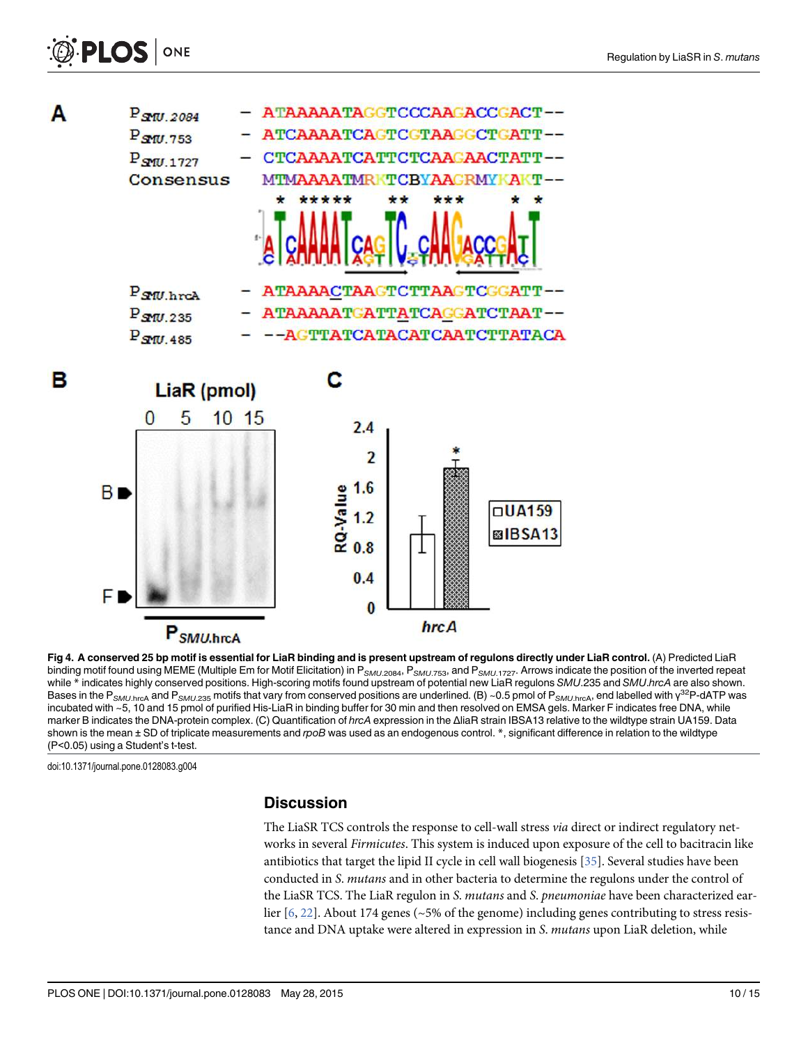**Fig 4. A conserved 25 bp motif is essential for LiaR binding and is present upstream of regulons directly under LiaR control.** (A) Predicted LiaR binding motif found using MEME (Multiple Em for Motif Elicitation) in $P_{SMU.2084}$, $P_{SMU.753}$, and $P_{SMU.1727}$. Arrows indicate the position of the inverted repeat while * indicates highly conserved positions. High-scoring motifs found upstream of potential new LiaR regulons *SMU*.235 and *SMU.hrcA* are also shown. Bases in the $P_{SMU.hrcA}$ and $P_{SMU.235}$ motifs that vary from conserved positions are underlined. (B) ~0.5 pmol of $P_{SMU.hrcA}$, end labelled with $\gamma^{32}$P-dATP was incubated with ~5, 10 and 15 pmol of purified His-LiaR in binding buffer for 30 min and then resolved on EMSA gels. Marker F indicates free DNA, while marker B indicates the DNA-protein complex. (C) Quantification of *hrcA* expression in the ΔliaR strain IBSA13 relative to the wildtype strain UA159. Data shown is the mean ± SD of triplicate measurements and *rpoB* was used as an endogenous control. *, significant difference in relation to the wildtype (P<0.05) using a Student's t-test.

doi:10.1371/journal.pone.0128083.g004

## Discussion

The LiaSR TCS controls the response to cell-wall stress *via* direct or indirect regulatory networks in several *Firmicutes*. This system is induced upon exposure of the cell to bacitracin like antibiotics that target the lipid II cycle in cell wall biogenesis [35]. Several studies have been conducted in *S. mutans* and in other bacteria to determine the regulons under the control of the LiaSR TCS. The LiaR regulon in *S. mutans* and *S. pneumoniae* have been characterized earlier [6, 22]. About 174 genes (~5% of the genome) including genes contributing to stress resistance and DNA uptake were altered in expression in *S. mutans* upon LiaR deletion, while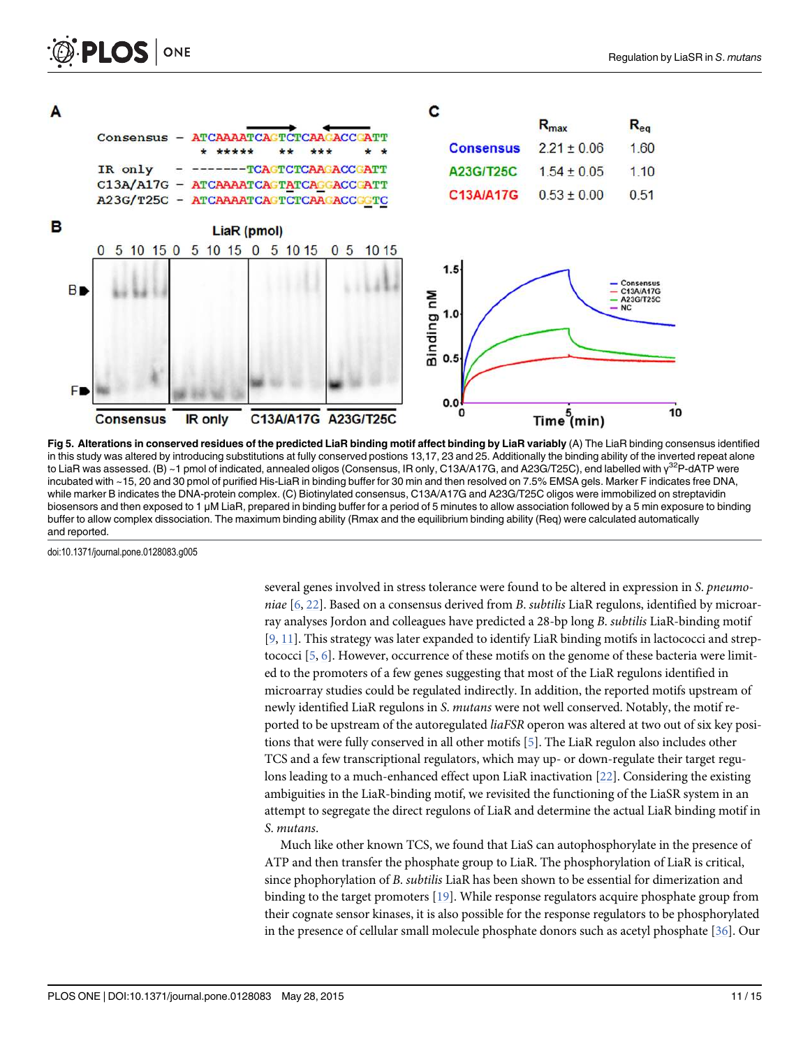**Fig 5. Alterations in conserved residues of the predicted LiaR binding motif affect binding by LiaR variably** (A) The LiaR binding consensus identified in this study was altered by introducing substitutions at fully conserved postions 13,17, 23 and 25. Additionally the binding ability of the inverted repeat alone to LiaR was assessed. (B) ~1 pmol of indicated, annealed oligos (Consensus, IR only, C13A/A17G, and A23G/T25C), end labelled with $\gamma^{32}$P-dATP were incubated with ~15, 20 and 30 pmol of purified His-LiaR in binding buffer for 30 min and then resolved on 7.5% EMSA gels. Marker F indicates free DNA, while marker B indicates the DNA-protein complex. (C) Biotinylated consensus, C13A/A17G and A23G/T25C oligos were immobilized on streptavidin biosensors and then exposed to 1 μM LiaR, prepared in binding buffer for a period of 5 minutes to allow association followed by a 5 min exposure to binding buffer to allow complex dissociation. The maximum binding ability (Rmax and the equilibrium binding ability (Req) were calculated automatically and reported.

doi:10.1371/journal.pone.0128083.g005

several genes involved in stress tolerance were found to be altered in expression in *S. pneumoniae* [6, 22]. Based on a consensus derived from *B. subtilis* LiaR regulons, identified by microarray analyses Jordon and colleagues have predicted a 28-bp long *B. subtilis* LiaR-binding motif [9, 11]. This strategy was later expanded to identify LiaR binding motifs in lactococci and streptococci [5, 6]. However, occurrence of these motifs on the genome of these bacteria were limited to the promoters of a few genes suggesting that most of the LiaR regulons identified in microarray studies could be regulated indirectly. In addition, the reported motifs upstream of newly identified LiaR regulons in *S. mutans* were not well conserved. Notably, the motif reported to be upstream of the autoregulated *liaFSR* operon was altered at two out of six key positions that were fully conserved in all other motifs [5]. The LiaR regulon also includes other TCS and a few transcriptional regulators, which may up- or down-regulate their target regulons leading to a much-enhanced effect upon LiaR inactivation [22]. Considering the existing ambiguities in the LiaR-binding motif, we revisited the functioning of the LiaSR system in an attempt to segregate the direct regulons of LiaR and determine the actual LiaR binding motif in *S. mutans*.

Much like other known TCS, we found that LiaS can autophosphorylate in the presence of ATP and then transfer the phosphate group to LiaR. The phosphorylation of LiaR is critical, since phophorylation of *B. subtilis* LiaR has been shown to be essential for dimerization and binding to the target promoters [19]. While response regulators acquire phosphate group from their cognate sensor kinases, it is also possible for the response regulators to be phosphorylated in the presence of cellular small molecule phosphate donors such as acetyl phosphate [36]. Our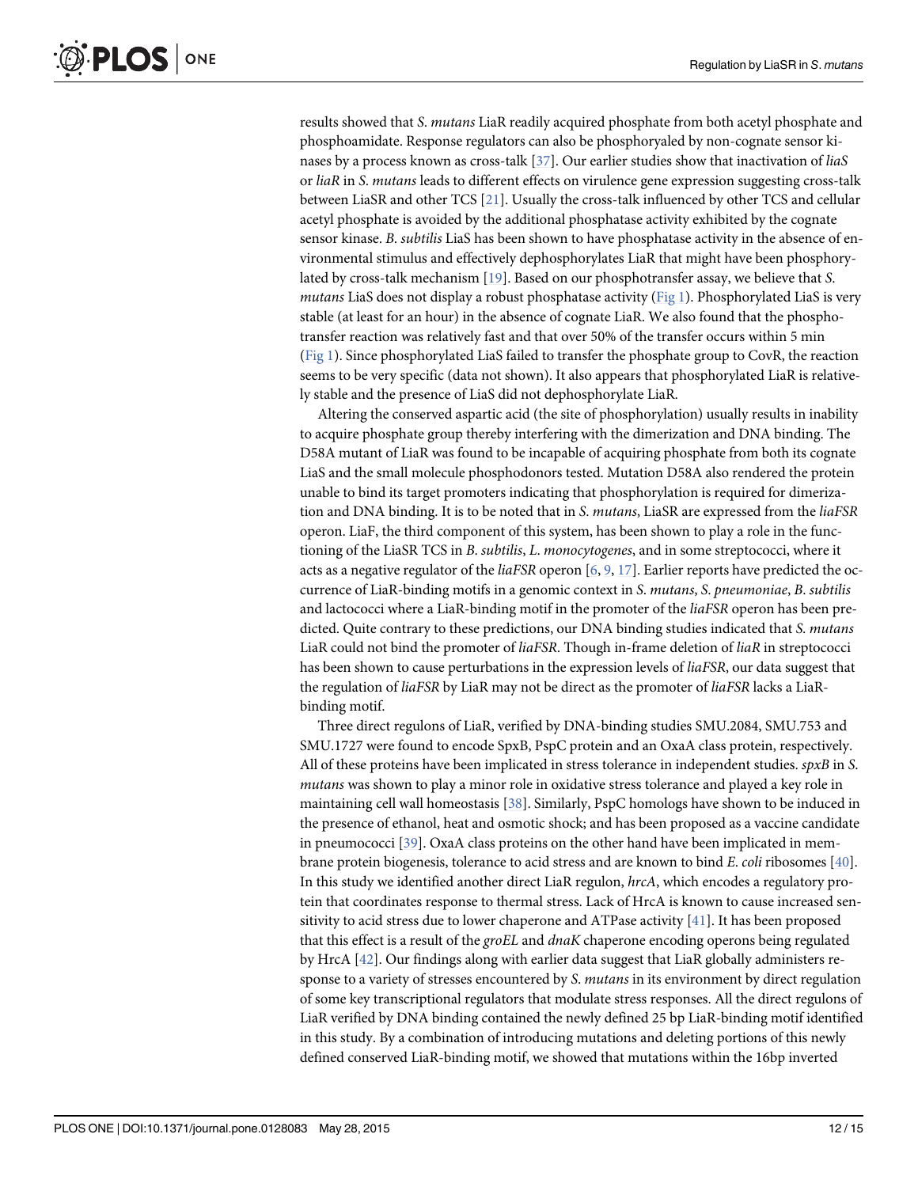results showed that *S. mutans* LiaR readily acquired phosphate from both acetyl phosphate and phosphoamidate. Response regulators can also be phosphoryaled by non-cognate sensor kinases by a process known as cross-talk [37]. Our earlier studies show that inactivation of *liaS* or *liaR* in *S. mutans* leads to different effects on virulence gene expression suggesting cross-talk between LiaSR and other TCS [21]. Usually the cross-talk influenced by other TCS and cellular acetyl phosphate is avoided by the additional phosphatase activity exhibited by the cognate sensor kinase. *B. subtilis* LiaS has been shown to have phosphatase activity in the absence of environmental stimulus and effectively dephosphorylates LiaR that might have been phosphorylated by cross-talk mechanism [19]. Based on our phosphotransfer assay, we believe that *S. mutans* LiaS does not display a robust phosphatase activity (Fig 1). Phosphorylated LiaS is very stable (at least for an hour) in the absence of cognate LiaR. We also found that the phosphotransfer reaction was relatively fast and that over 50% of the transfer occurs within 5 min (Fig 1). Since phosphorylated LiaS failed to transfer the phosphate group to CovR, the reaction seems to be very specific (data not shown). It also appears that phosphorylated LiaR is relatively stable and the presence of LiaS did not dephosphorylate LiaR.

Altering the conserved aspartic acid (the site of phosphorylation) usually results in inability to acquire phosphate group thereby interfering with the dimerization and DNA binding. The D58A mutant of LiaR was found to be incapable of acquiring phosphate from both its cognate LiaS and the small molecule phosphodonors tested. Mutation D58A also rendered the protein unable to bind its target promoters indicating that phosphorylation is required for dimerization and DNA binding. It is to be noted that in *S. mutans*, LiaSR are expressed from the *liaFSR* operon. LiaF, the third component of this system, has been shown to play a role in the functioning of the LiaSR TCS in *B. subtilis*, *L. monocytogenes*, and in some streptococci, where it acts as a negative regulator of the *liaFSR* operon [6, 9, 17]. Earlier reports have predicted the occurrence of LiaR-binding motifs in a genomic context in *S. mutans*, *S. pneumoniae*, *B. subtilis* and lactococci where a LiaR-binding motif in the promoter of the *liaFSR* operon has been predicted. Quite contrary to these predictions, our DNA binding studies indicated that *S. mutans* LiaR could not bind the promoter of *liaFSR*. Though in-frame deletion of *liaR* in streptococci has been shown to cause perturbations in the expression levels of *liaFSR*, our data suggest that the regulation of *liaFSR* by LiaR may not be direct as the promoter of *liaFSR* lacks a LiaR-binding motif.

Three direct regulons of LiaR, verified by DNA-binding studies SMU.2084, SMU.753 and SMU.1727 were found to encode SpxB, PspC protein and an OxaA class protein, respectively. All of these proteins have been implicated in stress tolerance in independent studies. *spxB* in *S. mutans* was shown to play a minor role in oxidative stress tolerance and played a key role in maintaining cell wall homeostasis [38]. Similarly, PspC homologs have shown to be induced in the presence of ethanol, heat and osmotic shock; and has been proposed as a vaccine candidate in pneumococci [39]. OxaA class proteins on the other hand have been implicated in membrane protein biogenesis, tolerance to acid stress and are known to bind *E. coli* ribosomes [40]. In this study we identified another direct LiaR regulon, *hrcA*, which encodes a regulatory protein that coordinates response to thermal stress. Lack of HrcA is known to cause increased sensitivity to acid stress due to lower chaperone and ATPase activity [41]. It has been proposed that this effect is a result of the *groEL* and *dnaK* chaperone encoding operons being regulated by HrcA [42]. Our findings along with earlier data suggest that LiaR globally administers response to a variety of stresses encountered by *S. mutans* in its environment by direct regulation of some key transcriptional regulators that modulate stress responses. All the direct regulons of LiaR verified by DNA binding contained the newly defined 25 bp LiaR-binding motif identified in this study. By a combination of introducing mutations and deleting portions of this newly defined conserved LiaR-binding motif, we showed that mutations within the 16bp inverted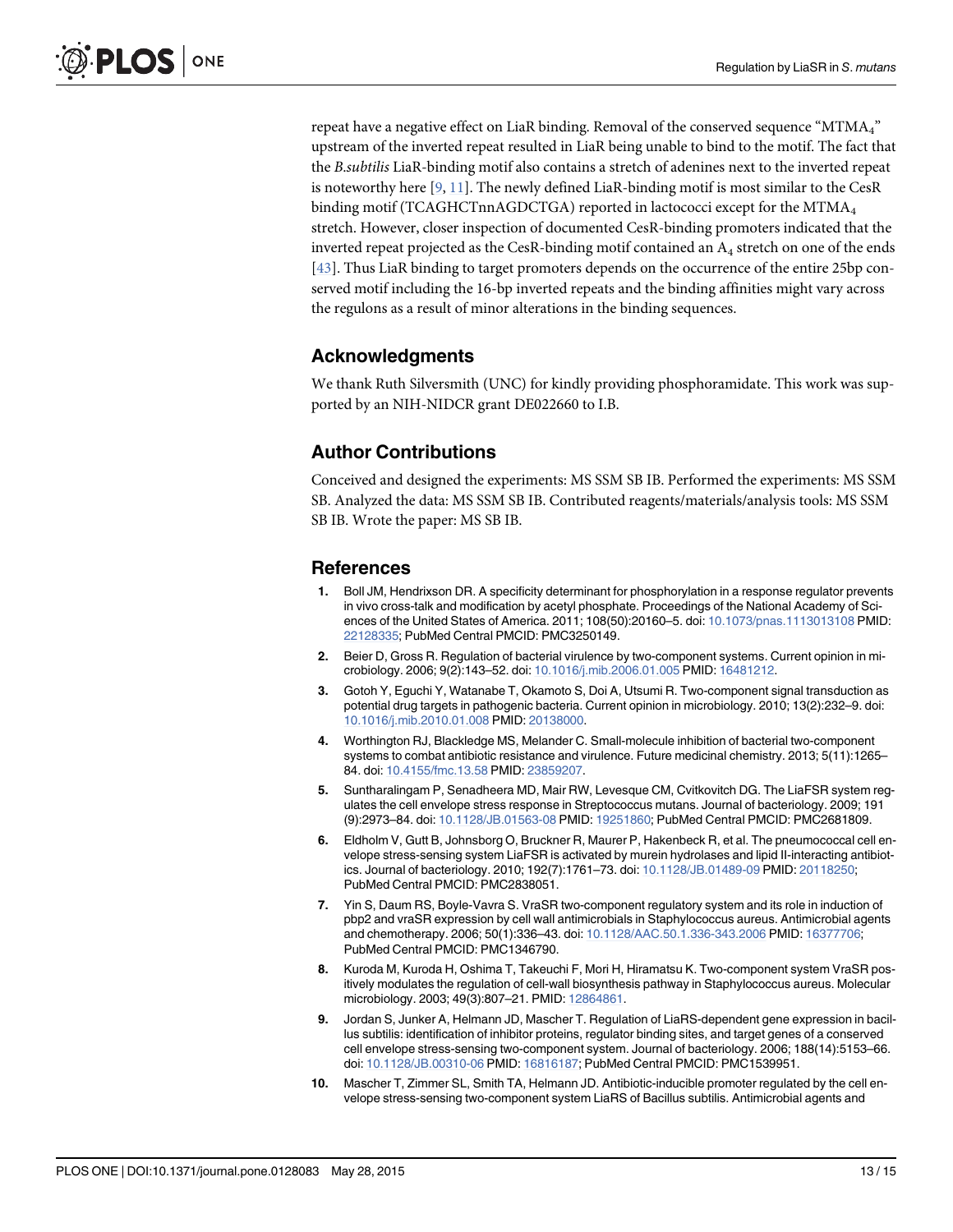repeat have a negative effect on LiaR binding. Removal of the conserved sequence "MTMA$_4$" upstream of the inverted repeat resulted in LiaR being unable to bind to the motif. The fact that the *B.subtilis* LiaR-binding motif also contains a stretch of adenines next to the inverted repeat is noteworthy here [9, 11]. The newly defined LiaR-binding motif is most similar to the CesR binding motif (TCAGHCTnnAGDCTGA) reported in lactococci except for the MTMA$_4$ stretch. However, closer inspection of documented CesR-binding promoters indicated that the inverted repeat projected as the CesR-binding motif contained an A$_4$ stretch on one of the ends [43]. Thus LiaR binding to target promoters depends on the occurrence of the entire 25bp conserved motif including the 16-bp inverted repeats and the binding affinities might vary across the regulons as a result of minor alterations in the binding sequences.

## Acknowledgments

We thank Ruth Silversmith (UNC) for kindly providing phosphoramidate. This work was supported by an NIH-NIDCR grant DE022660 to I.B.

## Author Contributions

Conceived and designed the experiments: MS SSM SB IB. Performed the experiments: MS SSM SB. Analyzed the data: MS SSM SB IB. Contributed reagents/materials/analysis tools: MS SSM SB IB. Wrote the paper: MS SB IB.

## References

1. Boll JM, Hendrixson DR. A specificity determinant for phosphorylation in a response regulator prevents in vivo cross-talk and modification by acetyl phosphate. Proceedings of the National Academy of Sciences of the United States of America. 2011; 108(50):20160–5. doi: 10.1073/pnas.1113013108 PMID: 22128335; PubMed Central PMCID: PMC3250149.
2. Beier D, Gross R. Regulation of bacterial virulence by two-component systems. Current opinion in microbiology. 2006; 9(2):143–52. doi: 10.1016/j.mib.2006.01.005 PMID: 16481212.
3. Gotoh Y, Eguchi Y, Watanabe T, Okamoto S, Doi A, Utsumi R. Two-component signal transduction as potential drug targets in pathogenic bacteria. Current opinion in microbiology. 2010; 13(2):232–9. doi: 10.1016/j.mib.2010.01.008 PMID: 20138000.
4. Worthington RJ, Blackledge MS, Melander C. Small-molecule inhibition of bacterial two-component systems to combat antibiotic resistance and virulence. Future medicinal chemistry. 2013; 5(11):1265–84. doi: 10.4155/fmc.13.58 PMID: 23859207.
5. Suntharalingam P, Senadheera MD, Mair RW, Levesque CM, Cvitkovitch DG. The LiaFSR system regulates the cell envelope stress response in Streptococcus mutans. Journal of bacteriology. 2009; 191 (9):2973–84. doi: 10.1128/JB.01563-08 PMID: 19251860; PubMed Central PMCID: PMC2681809.
6. Eldholm V, Gutt B, Johnsborg O, Bruckner R, Maurer P, Hakenbeck R, et al. The pneumococcal cell envelope stress-sensing system LiaFSR is activated by murein hydrolases and lipid II-interacting antibiotics. Journal of bacteriology. 2010; 192(7):1761–73. doi: 10.1128/JB.01489-09 PMID: 20118250; PubMed Central PMCID: PMC2838051.
7. Yin S, Daum RS, Boyle-Vavra S. VraSR two-component regulatory system and its role in induction of pbp2 and vraSR expression by cell wall antimicrobials in Staphylococcus aureus. Antimicrobial agents and chemotherapy. 2006; 50(1):336–43. doi: 10.1128/AAC.50.1.336-343.2006 PMID: 16377706; PubMed Central PMCID: PMC1346790.
8. Kuroda M, Kuroda H, Oshima T, Takeuchi F, Mori H, Hiramatsu K. Two-component system VraSR positively modulates the regulation of cell-wall biosynthesis pathway in Staphylococcus aureus. Molecular microbiology. 2003; 49(3):807–21. PMID: 12864861.
9. Jordan S, Junker A, Helmann JD, Mascher T. Regulation of LiaRS-dependent gene expression in bacillus subtilis: identification of inhibitor proteins, regulator binding sites, and target genes of a conserved cell envelope stress-sensing two-component system. Journal of bacteriology. 2006; 188(14):5153–66. doi: 10.1128/JB.00310-06 PMID: 16816187; PubMed Central PMCID: PMC1539951.
10. Mascher T, Zimmer SL, Smith TA, Helmann JD. Antibiotic-inducible promoter regulated by the cell envelope stress-sensing two-component system LiaRS of Bacillus subtilis. Antimicrobial agents and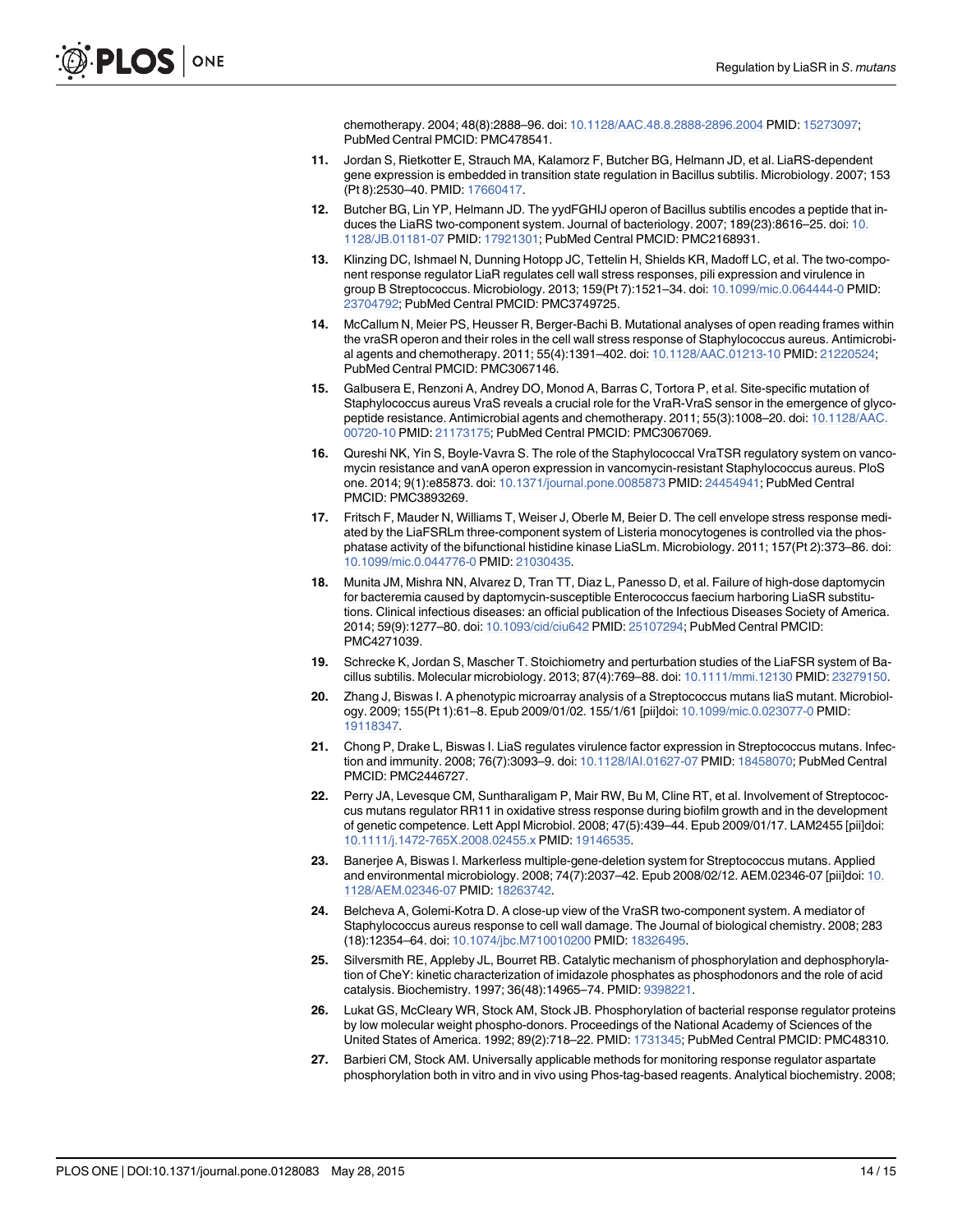chemotherapy. 2004; 48(8):2888–96. doi: 10.1128/AAC.48.8.2888-2896.2004 PMID: 15273097; PubMed Central PMCID: PMC478541.

11. Jordan S, Rietkotter E, Strauch MA, Kalamorz F, Butcher BG, Helmann JD, et al. LiaRS-dependent gene expression is embedded in transition state regulation in Bacillus subtilis. Microbiology. 2007; 153 (Pt 8):2530–40. PMID: 17660417.

12. Butcher BG, Lin YP, Helmann JD. The yydFGHIJ operon of Bacillus subtilis encodes a peptide that induces the LiaRS two-component system. Journal of bacteriology. 2007; 189(23):8616–25. doi: 10.1128/JB.01181-07 PMID: 17921301; PubMed Central PMCID: PMC2168931.

13. Klinzing DC, Ishmael N, Dunning Hotopp JC, Tettelin H, Shields KR, Madoff LC, et al. The two-component response regulator LiaR regulates cell wall stress responses, pili expression and virulence in group B Streptococcus. Microbiology. 2013; 159(Pt 7):1521–34. doi: 10.1099/mic.0.064444-0 PMID: 23704792; PubMed Central PMCID: PMC3749725.

14. McCallum N, Meier PS, Heusser R, Berger-Bachi B. Mutational analyses of open reading frames within the vraSR operon and their roles in the cell wall stress response of Staphylococcus aureus. Antimicrobial agents and chemotherapy. 2011; 55(4):1391–402. doi: 10.1128/AAC.01213-10 PMID: 21220524; PubMed Central PMCID: PMC3067146.

15. Galbusera E, Renzoni A, Andrey DO, Monod A, Barras C, Tortora P, et al. Site-specific mutation of Staphylococcus aureus VraS reveals a crucial role for the VraR-VraS sensor in the emergence of glycopeptide resistance. Antimicrobial agents and chemotherapy. 2011; 55(3):1008–20. doi: 10.1128/AAC.00720-10 PMID: 21173175; PubMed Central PMCID: PMC3067069.

16. Qureshi NK, Yin S, Boyle-Vavra S. The role of the Staphylococcal VraTSR regulatory system on vancomycin resistance and vanA operon expression in vancomycin-resistant Staphylococcus aureus. PloS one. 2014; 9(1):e85873. doi: 10.1371/journal.pone.0085873 PMID: 24454941; PubMed Central PMCID: PMC3893269.

17. Fritsch F, Mauder N, Williams T, Weiser J, Oberle M, Beier D. The cell envelope stress response mediated by the LiaFSRLm three-component system of Listeria monocytogenes is controlled via the phosphatase activity of the bifunctional histidine kinase LiaSLm. Microbiology. 2011; 157(Pt 2):373–86. doi: 10.1099/mic.0.044776-0 PMID: 21030435.

18. Munita JM, Mishra NN, Alvarez D, Tran TT, Diaz L, Panesso D, et al. Failure of high-dose daptomycin for bacteremia caused by daptomycin-susceptible Enterococcus faecium harboring LiaSR substitutions. Clinical infectious diseases: an official publication of the Infectious Diseases Society of America. 2014; 59(9):1277–80. doi: 10.1093/cid/ciu642 PMID: 25107294; PubMed Central PMCID: PMC4271039.

19. Schrecke K, Jordan S, Mascher T. Stoichiometry and perturbation studies of the LiaFSR system of Bacillus subtilis. Molecular microbiology. 2013; 87(4):769–88. doi: 10.1111/mmi.12130 PMID: 23279150.

20. Zhang J, Biswas I. A phenotypic microarray analysis of a Streptococcus mutans liaS mutant. Microbiology. 2009; 155(Pt 1):61–8. Epub 2009/01/02. 155/1/61 [pii]doi: 10.1099/mic.0.023077-0 PMID: 19118347.

21. Chong P, Drake L, Biswas I. LiaS regulates virulence factor expression in Streptococcus mutans. Infection and immunity. 2008; 76(7):3093–9. doi: 10.1128/IAI.01627-07 PMID: 18458070; PubMed Central PMCID: PMC2446727.

22. Perry JA, Levesque CM, Suntharaligam P, Mair RW, Bu M, Cline RT, et al. Involvement of Streptococcus mutans regulator RR11 in oxidative stress response during biofilm growth and in the development of genetic competence. Lett Appl Microbiol. 2008; 47(5):439–44. Epub 2009/01/17. LAM2455 [pii]doi: 10.1111/j.1472-765X.2008.02455.x PMID: 19146535.

23. Banerjee A, Biswas I. Markerless multiple-gene-deletion system for Streptococcus mutans. Applied and environmental microbiology. 2008; 74(7):2037–42. Epub 2008/02/12. AEM.02346-07 [pii]doi: 10.1128/AEM.02346-07 PMID: 18263742.

24. Belcheva A, Golemi-Kotra D. A close-up view of the VraSR two-component system. A mediator of Staphylococcus aureus response to cell wall damage. The Journal of biological chemistry. 2008; 283 (18):12354–64. doi: 10.1074/jbc.M710010200 PMID: 18326495.

25. Silversmith RE, Appleby JL, Bourret RB. Catalytic mechanism of phosphorylation and dephosphorylation of CheY: kinetic characterization of imidazole phosphates as phosphodonors and the role of acid catalysis. Biochemistry. 1997; 36(48):14965–74. PMID: 9398221.

26. Lukat GS, McCleary WR, Stock AM, Stock JB. Phosphorylation of bacterial response regulator proteins by low molecular weight phospho-donors. Proceedings of the National Academy of Sciences of the United States of America. 1992; 89(2):718–22. PMID: 1731345; PubMed Central PMCID: PMC48310.

27. Barbieri CM, Stock AM. Universally applicable methods for monitoring response regulator aspartate phosphorylation both in vitro and in vivo using Phos-tag-based reagents. Analytical biochemistry. 2008;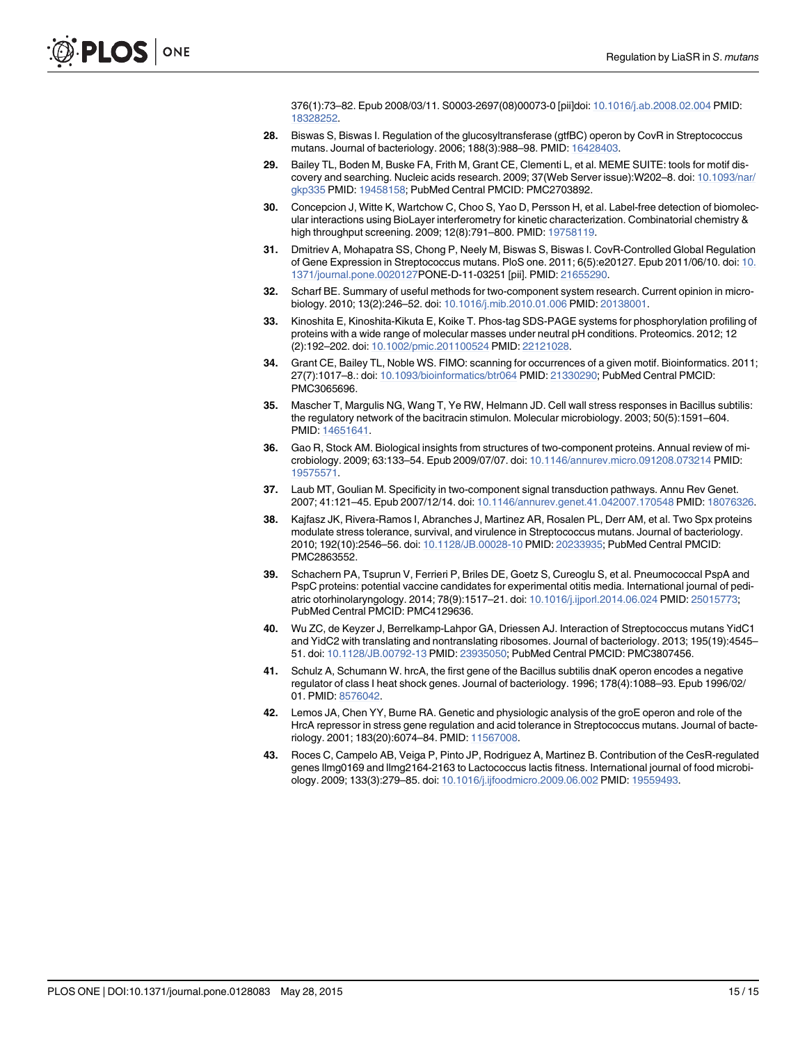376(1):73–82. Epub 2008/03/11. S0003-2697(08)00073-0 [pii]doi: 10.1016/j.ab.2008.02.004 PMID: 18328252.

28. Biswas S, Biswas I. Regulation of the glucosyltransferase (gtfBC) operon by CovR in Streptococcus mutans. Journal of bacteriology. 2006; 188(3):988–98. PMID: 16428403.

29. Bailey TL, Boden M, Buske FA, Frith M, Grant CE, Clementi L, et al. MEME SUITE: tools for motif discovery and searching. Nucleic acids research. 2009; 37(Web Server issue):W202–8. doi: 10.1093/nar/gkp335 PMID: 19458158; PubMed Central PMCID: PMC2703892.

30. Concepcion J, Witte K, Wartchow C, Choo S, Yao D, Persson H, et al. Label-free detection of biomolecular interactions using BioLayer interferometry for kinetic characterization. Combinatorial chemistry & high throughput screening. 2009; 12(8):791–800. PMID: 19758119.

31. Dmitriev A, Mohapatra SS, Chong P, Neely M, Biswas S, Biswas I. CovR-Controlled Global Regulation of Gene Expression in Streptococcus mutans. PloS one. 2011; 6(5):e20127. Epub 2011/06/10. doi: 10.1371/journal.pone.0020127PONE-D-11-03251 [pii]. PMID: 21655290.

32. Scharf BE. Summary of useful methods for two-component system research. Current opinion in microbiology. 2010; 13(2):246–52. doi: 10.1016/j.mib.2010.01.006 PMID: 20138001.

33. Kinoshita E, Kinoshita-Kikuta E, Koike T. Phos-tag SDS-PAGE systems for phosphorylation profiling of proteins with a wide range of molecular masses under neutral pH conditions. Proteomics. 2012; 12 (2):192–202. doi: 10.1002/pmic.201100524 PMID: 22121028.

34. Grant CE, Bailey TL, Noble WS. FIMO: scanning for occurrences of a given motif. Bioinformatics. 2011; 27(7):1017–8.: doi: 10.1093/bioinformatics/btr064 PMID: 21330290; PubMed Central PMCID: PMC3065696.

35. Mascher T, Margulis NG, Wang T, Ye RW, Helmann JD. Cell wall stress responses in Bacillus subtilis: the regulatory network of the bacitracin stimulon. Molecular microbiology. 2003; 50(5):1591–604. PMID: 14651641.

36. Gao R, Stock AM. Biological insights from structures of two-component proteins. Annual review of microbiology. 2009; 63:133–54. Epub 2009/07/07. doi: 10.1146/annurev.micro.091208.073214 PMID: 19575571.

37. Laub MT, Goulian M. Specificity in two-component signal transduction pathways. Annu Rev Genet. 2007; 41:121–45. Epub 2007/12/14. doi: 10.1146/annurev.genet.41.042007.170548 PMID: 18076326.

38. Kajfasz JK, Rivera-Ramos I, Abranches J, Martinez AR, Rosalen PL, Derr AM, et al. Two Spx proteins modulate stress tolerance, survival, and virulence in Streptococcus mutans. Journal of bacteriology. 2010; 192(10):2546–56. doi: 10.1128/JB.00028-10 PMID: 20233935; PubMed Central PMCID: PMC2863552.

39. Schachern PA, Tsuprun V, Ferrieri P, Briles DE, Goetz S, Cureoglu S, et al. Pneumococcal PspA and PspC proteins: potential vaccine candidates for experimental otitis media. International journal of pediatric otorhinolaryngology. 2014; 78(9):1517–21. doi: 10.1016/j.ijporl.2014.06.024 PMID: 25015773; PubMed Central PMCID: PMC4129636.

40. Wu ZC, de Keyzer J, Berrelkamp-Lahpor GA, Driessen AJ. Interaction of Streptococcus mutans YidC1 and YidC2 with translating and nontranslating ribosomes. Journal of bacteriology. 2013; 195(19):4545–51. doi: 10.1128/JB.00792-13 PMID: 23935050; PubMed Central PMCID: PMC3807456.

41. Schulz A, Schumann W. hrcA, the first gene of the Bacillus subtilis dnaK operon encodes a negative regulator of class I heat shock genes. Journal of bacteriology. 1996; 178(4):1088–93. Epub 1996/02/01. PMID: 8576042.

42. Lemos JA, Chen YY, Burne RA. Genetic and physiologic analysis of the groE operon and role of the HrcA repressor in stress gene regulation and acid tolerance in Streptococcus mutans. Journal of bacteriology. 2001; 183(20):6074–84. PMID: 11567008.

43. Roces C, Campelo AB, Veiga P, Pinto JP, Rodriguez A, Martinez B. Contribution of the CesR-regulated genes llmg0169 and llmg2164-2163 to Lactococcus lactis fitness. International journal of food microbiology. 2009; 133(3):279–85. doi: 10.1016/j.ijfoodmicro.2009.06.002 PMID: 19559493.